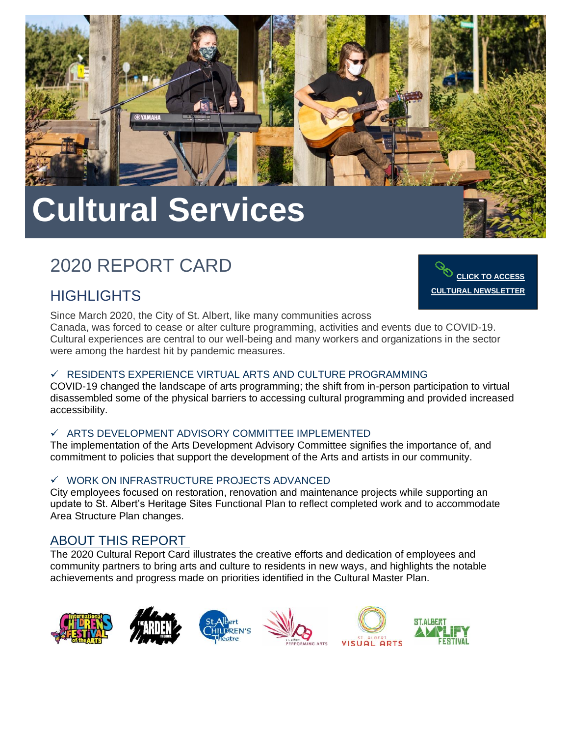# Cultural Services

## 2020 REPORT CARD

CLICK TO ACCESS CULTURAL NEWSLETTER

### HIGHLIGHTS

Since March 2020, the City of St. Albert, like many communities across Canada, was forced to cease or alter culture programming, activities and events due to COVID-19. Cultural experiences are central to our well-being and many workers and organizations in the sector were among the hardest hit by pandemic measures.

✓ RESIDENTS EXPERIENCE VIRTUAL ARTS AND CULTURE PROGRAMMING

COVID-19 changed the landscape of arts programming; the shift from in-person participation to virtual disassembled some of the physical barriers to accessing cultural programming and provided increased accessibility.

✓ ARTS DEVELOPMENT ADVISORY COMMITTEE IMPLEMENTED

The implementation of the Arts Development Advisory Committee signifies the importance of, and commitment to policies that support the development of the Arts and artists in our community.

✓ WORK ON INFRASTRUCTURE PROJECTS ADVANCED

City employees focused on restoration, renovation and maintenance projects while supporting an update to St. Albert's Heritage Sites Functional Plan to reflect completed work and to accommodate Area Structure Plan changes.

### ABOUT THIS REPORT

The 2020 Cultural Report Card illustrates the creative efforts and dedication of employees and community partners to bring arts and culture to residents in new ways, and highlights the notable achievements and progress made on priorities identified in the Cultural Master Plan.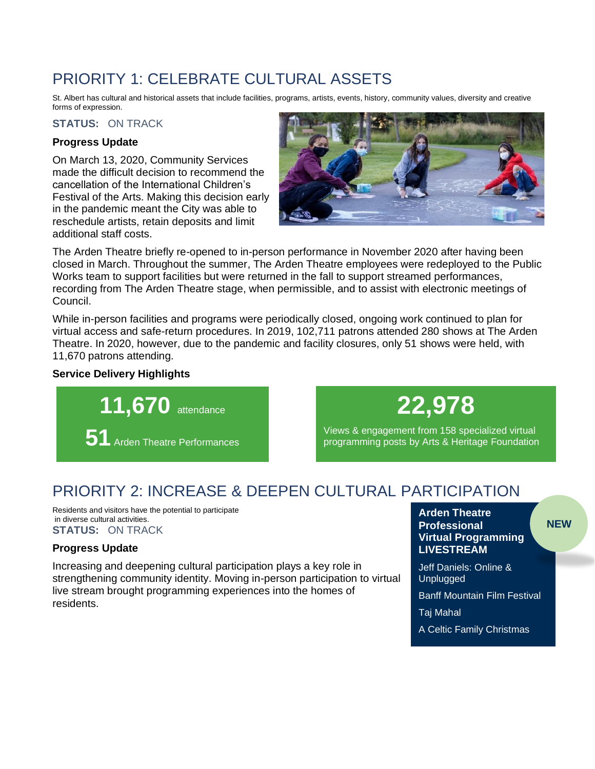# PRIORITY 1: CELEBRATE CULTURAL ASSETS

St. Albert has cultural and historical assets that include facilities, programs, artists, events, history, community values, diversity and creative forms of expression.

**STATUS:** ON TRACK

### Progress Update

On March 13, 2020, Community Services made the difficult decision to recommend the cancellation of the International Children's Festival of the Arts. Making this decision early in the pandemic meant the City was able to reschedule artists, retain deposits and limit additional staff costs.

The Arden Theatre briefly re-opened to in-person performance in November 2020 after having been closed in March. Throughout the summer, The Arden Theatre employees were redeployed to the Public Works team to support facilities but were returned in the fall to support streamed performances, recording from The Arden Theatre stage, when permissible, and to assist with electronic meetings of Council.

While in-person facilities and programs were periodically closed, ongoing work continued to plan for virtual access and safe-return procedures. In 2019, 102,711 patrons attended 280 shows at The Arden Theatre. In 2020, however, due to the pandemic and facility closures, only 51 shows were held, with 11,670 patrons attending.

### Service Delivery Highlights

**11,670** attendance

**51** Arden Theatre Performances

**22,978**

Views & engagement from 158 specialized virtual programming posts by Arts & Heritage Foundation

# PRIORITY 2: INCREASE & DEEPEN CULTURAL PARTICIPATION

Residents and visitors have the potential to participate in diverse cultural activities.

**STATUS:** ON TRACK

### Progress Update

Increasing and deepening cultural participation plays a key role in strengthening community identity. Moving in-person participation to virtual live stream brought programming experiences into the homes of residents.

**Arden Theatre Professional Virtual Programming LIVESTREAM** — NEW

- Jeff Daniels: Online & Unplugged
- Banff Mountain Film Festival
- Taj Mahal
- A Celtic Family Christmas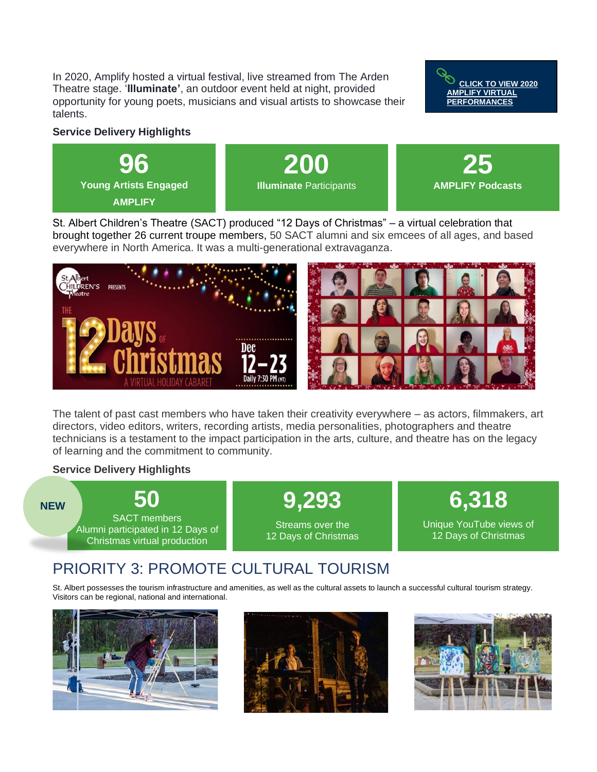In 2020, Amplify hosted a virtual festival, live streamed from The Arden Theatre stage. '**Illuminate'**, an outdoor event held at night, provided opportunity for young poets, musicians and visual artists to showcase their talents.

**CLICK TO VIEW 2020 AMPLIFY VIRTUAL PERFORMANCES**

**Service Delivery Highlights**

**96**
**Young Artists Engaged AMPLIFY**

**200**
**Illuminate** Participants

**25**
**AMPLIFY Podcasts**

St. Albert Children's Theatre (SACT) produced "12 Days of Christmas" – a virtual celebration that brought together 26 current troupe members, 50 SACT alumni and six emcees of all ages, and based everywhere in North America. It was a multi-generational extravaganza.

The talent of past cast members who have taken their creativity everywhere – as actors, filmmakers, art directors, video editors, writers, recording artists, media personalities, photographers and theatre technicians is a testament to the impact participation in the arts, culture, and theatre has on the legacy of learning and the commitment to community.

**Service Delivery Highlights**

**NEW**

**50**
SACT members Alumni participated in 12 Days of Christmas virtual production

**9,293**
Streams over the 12 Days of Christmas

**6,318**
Unique YouTube views of 12 Days of Christmas

## PRIORITY 3: PROMOTE CULTURAL TOURISM

St. Albert possesses the tourism infrastructure and amenities, as well as the cultural assets to launch a successful cultural tourism strategy. Visitors can be regional, national and international.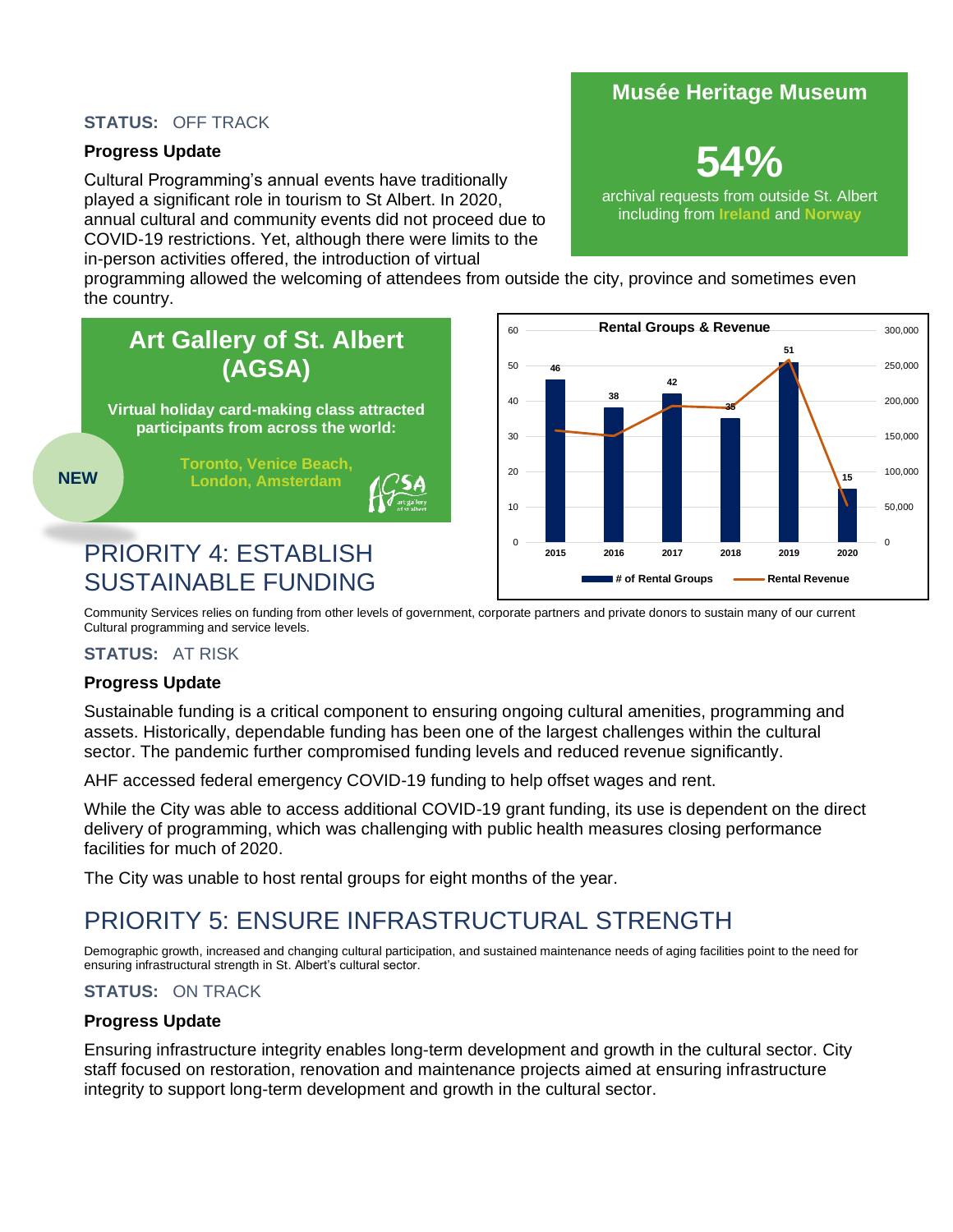**STATUS:** OFF TRACK

**Progress Update**

Cultural Programming's annual events have traditionally played a significant role in tourism to St Albert. In 2020, annual cultural and community events did not proceed due to COVID-19 restrictions. Yet, although there were limits to the in-person activities offered, the introduction of virtual programming allowed the welcoming of attendees from outside the city, province and sometimes even the country.

**Musée Heritage Museum**

**54%**

archival requests from outside St. Albert including from **Ireland** and **Norway**

**Art Gallery of St. Albert (AGSA)**

**NEW**

**Virtual holiday card-making class attracted participants from across the world:**

**Toronto, Venice Beach, London, Amsterdam**

**Rental Groups & Revenue**

| Year | # of Rental Groups |
|---|---|
| 2015 | 46 |
| 2016 | 38 |
| 2017 | 42 |
| 2018 | 35 |
| 2019 | 51 |
| 2020 | 15 |

## PRIORITY 4: ESTABLISH SUSTAINABLE FUNDING

Community Services relies on funding from other levels of government, corporate partners and private donors to sustain many of our current Cultural programming and service levels.

**STATUS:** AT RISK

**Progress Update**

Sustainable funding is a critical component to ensuring ongoing cultural amenities, programming and assets. Historically, dependable funding has been one of the largest challenges within the cultural sector. The pandemic further compromised funding levels and reduced revenue significantly.

AHF accessed federal emergency COVID-19 funding to help offset wages and rent.

While the City was able to access additional COVID-19 grant funding, its use is dependent on the direct delivery of programming, which was challenging with public health measures closing performance facilities for much of 2020.

The City was unable to host rental groups for eight months of the year.

## PRIORITY 5: ENSURE INFRASTRUCTURAL STRENGTH

Demographic growth, increased and changing cultural participation, and sustained maintenance needs of aging facilities point to the need for ensuring infrastructural strength in St. Albert's cultural sector.

**STATUS:** ON TRACK

**Progress Update**

Ensuring infrastructure integrity enables long-term development and growth in the cultural sector. City staff focused on restoration, renovation and maintenance projects aimed at ensuring infrastructure integrity to support long-term development and growth in the cultural sector.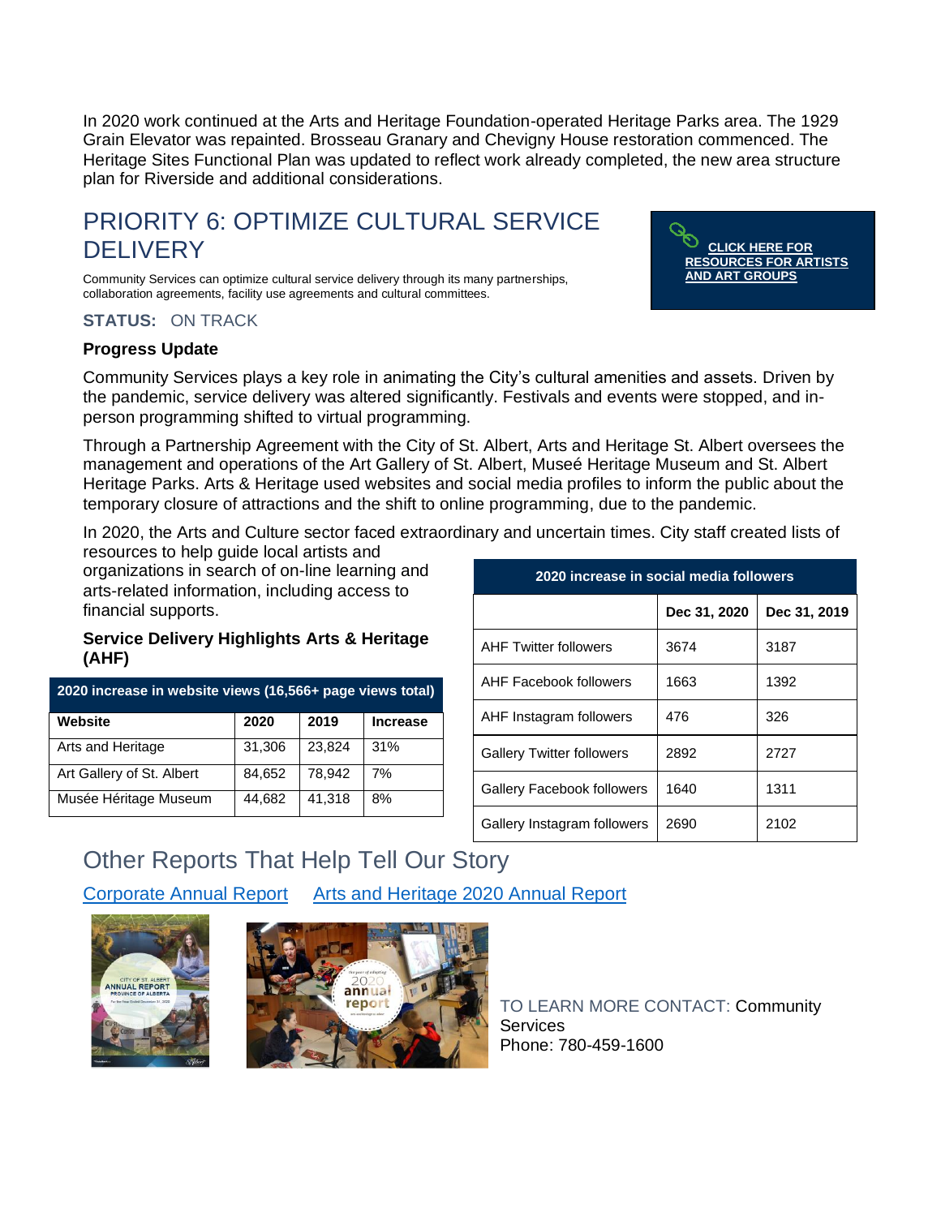In 2020 work continued at the Arts and Heritage Foundation-operated Heritage Parks area. The 1929 Grain Elevator was repainted. Brosseau Granary and Chevigny House restoration commenced. The Heritage Sites Functional Plan was updated to reflect work already completed, the new area structure plan for Riverside and additional considerations.

## PRIORITY 6: OPTIMIZE CULTURAL SERVICE DELIVERY

Community Services can optimize cultural service delivery through its many partnerships, collaboration agreements, facility use agreements and cultural committees.

**CLICK HERE FOR RESOURCES FOR ARTISTS AND ART GROUPS**

**STATUS:** ON TRACK

### Progress Update

Community Services plays a key role in animating the City's cultural amenities and assets. Driven by the pandemic, service delivery was altered significantly. Festivals and events were stopped, and in-person programming shifted to virtual programming.

Through a Partnership Agreement with the City of St. Albert, Arts and Heritage St. Albert oversees the management and operations of the Art Gallery of St. Albert, Museé Heritage Museum and St. Albert Heritage Parks. Arts & Heritage used websites and social media profiles to inform the public about the temporary closure of attractions and the shift to online programming, due to the pandemic.

In 2020, the Arts and Culture sector faced extraordinary and uncertain times. City staff created lists of resources to help guide local artists and organizations in search of on-line learning and arts-related information, including access to financial supports.

### Service Delivery Highlights Arts & Heritage (AHF)

**2020 increase in website views (16,566+ page views total)**

| Website | 2020 | 2019 | Increase |
|---|---|---|---|
| Arts and Heritage | 31,306 | 23,824 | 31% |
| Art Gallery of St. Albert | 84,652 | 78,942 | 7% |
| Musée Héritage Museum | 44,682 | 41,318 | 8% |

**2020 increase in social media followers**

| | Dec 31, 2020 | Dec 31, 2019 |
|---|---|---|
| AHF Twitter followers | 3674 | 3187 |
| AHF Facebook followers | 1663 | 1392 |
| AHF Instagram followers | 476 | 326 |
| Gallery Twitter followers | 2892 | 2727 |
| Gallery Facebook followers | 1640 | 1311 |
| Gallery Instagram followers | 2690 | 2102 |

## Other Reports That Help Tell Our Story

Corporate Annual Report    Arts and Heritage 2020 Annual Report

TO LEARN MORE CONTACT: Community Services
Phone: 780-459-1600